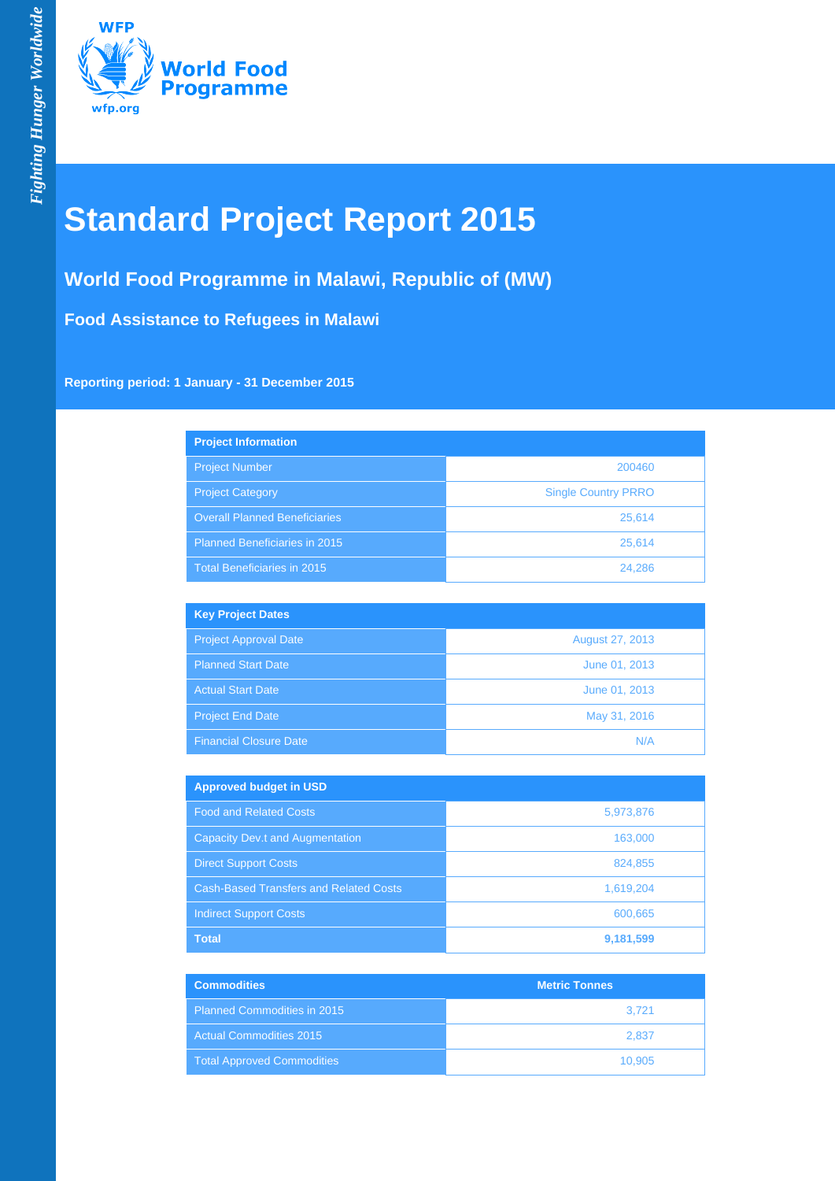# Standard Project Report 2015

## World Food Programme in Malawi, Republic of (MW)

### Food Assistance to Refugees in Malawi

**Reporting period: 1 January - 31 December 2015**

| Project Information | |
|---|---|
| Project Number | 200460 |
| Project Category | Single Country PRRO |
| Overall Planned Beneficiaries | 25,614 |
| Planned Beneficiaries in 2015 | 25,614 |
| Total Beneficiaries in 2015 | 24,286 |

| Key Project Dates | |
|---|---|
| Project Approval Date | August 27, 2013 |
| Planned Start Date | June 01, 2013 |
| Actual Start Date | June 01, 2013 |
| Project End Date | May 31, 2016 |
| Financial Closure Date | N/A |

| Approved budget in USD | |
|---|---|
| Food and Related Costs | 5,973,876 |
| Capacity Dev.t and Augmentation | 163,000 |
| Direct Support Costs | 824,855 |
| Cash-Based Transfers and Related Costs | 1,619,204 |
| Indirect Support Costs | 600,665 |
| **Total** | **9,181,599** |

| Commodities | Metric Tonnes |
|---|---|
| Planned Commodities in 2015 | 3,721 |
| Actual Commodities 2015 | 2,837 |
| Total Approved Commodities | 10,905 |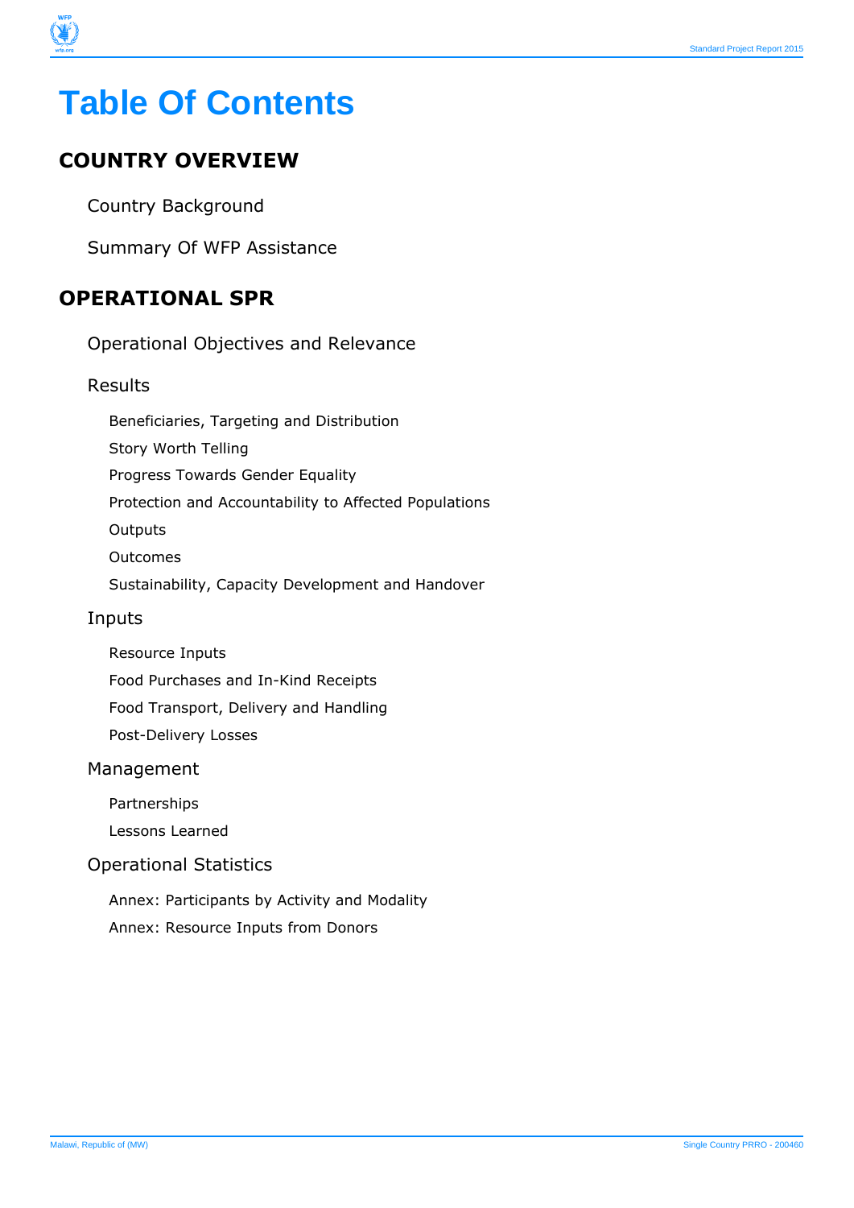# Table Of Contents

## COUNTRY OVERVIEW

Country Background

Summary Of WFP Assistance

## OPERATIONAL SPR

Operational Objectives and Relevance

Results

- Beneficiaries, Targeting and Distribution
- Story Worth Telling
- Progress Towards Gender Equality
- Protection and Accountability to Affected Populations
- Outputs
- Outcomes
- Sustainability, Capacity Development and Handover

Inputs

- Resource Inputs
- Food Purchases and In-Kind Receipts
- Food Transport, Delivery and Handling
- Post-Delivery Losses

Management

- Partnerships
- Lessons Learned

Operational Statistics

- Annex: Participants by Activity and Modality
- Annex: Resource Inputs from Donors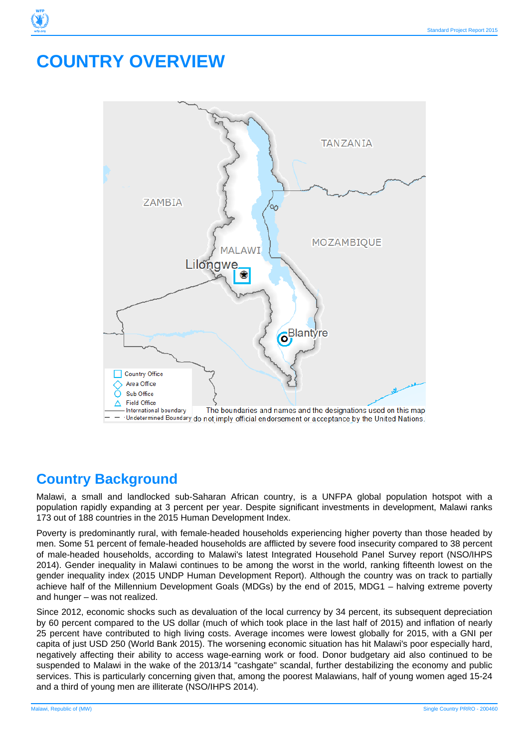# COUNTRY OVERVIEW

## Country Background

Malawi, a small and landlocked sub-Saharan African country, is a UNFPA global population hotspot with a population rapidly expanding at 3 percent per year. Despite significant investments in development, Malawi ranks 173 out of 188 countries in the 2015 Human Development Index.

Poverty is predominantly rural, with female-headed households experiencing higher poverty than those headed by men. Some 51 percent of female-headed households are afflicted by severe food insecurity compared to 38 percent of male-headed households, according to Malawi's latest Integrated Household Panel Survey report (NSO/IHPS 2014). Gender inequality in Malawi continues to be among the worst in the world, ranking fifteenth lowest on the gender inequality index (2015 UNDP Human Development Report). Although the country was on track to partially achieve half of the Millennium Development Goals (MDGs) by the end of 2015, MDG1 – halving extreme poverty and hunger – was not realized.

Since 2012, economic shocks such as devaluation of the local currency by 34 percent, its subsequent depreciation by 60 percent compared to the US dollar (much of which took place in the last half of 2015) and inflation of nearly 25 percent have contributed to high living costs. Average incomes were lowest globally for 2015, with a GNI per capita of just USD 250 (World Bank 2015). The worsening economic situation has hit Malawi's poor especially hard, negatively affecting their ability to access wage-earning work or food. Donor budgetary aid also continued to be suspended to Malawi in the wake of the 2013/14 "cashgate" scandal, further destabilizing the economy and public services. This is particularly concerning given that, among the poorest Malawians, half of young women aged 15-24 and a third of young men are illiterate (NSO/IHPS 2014).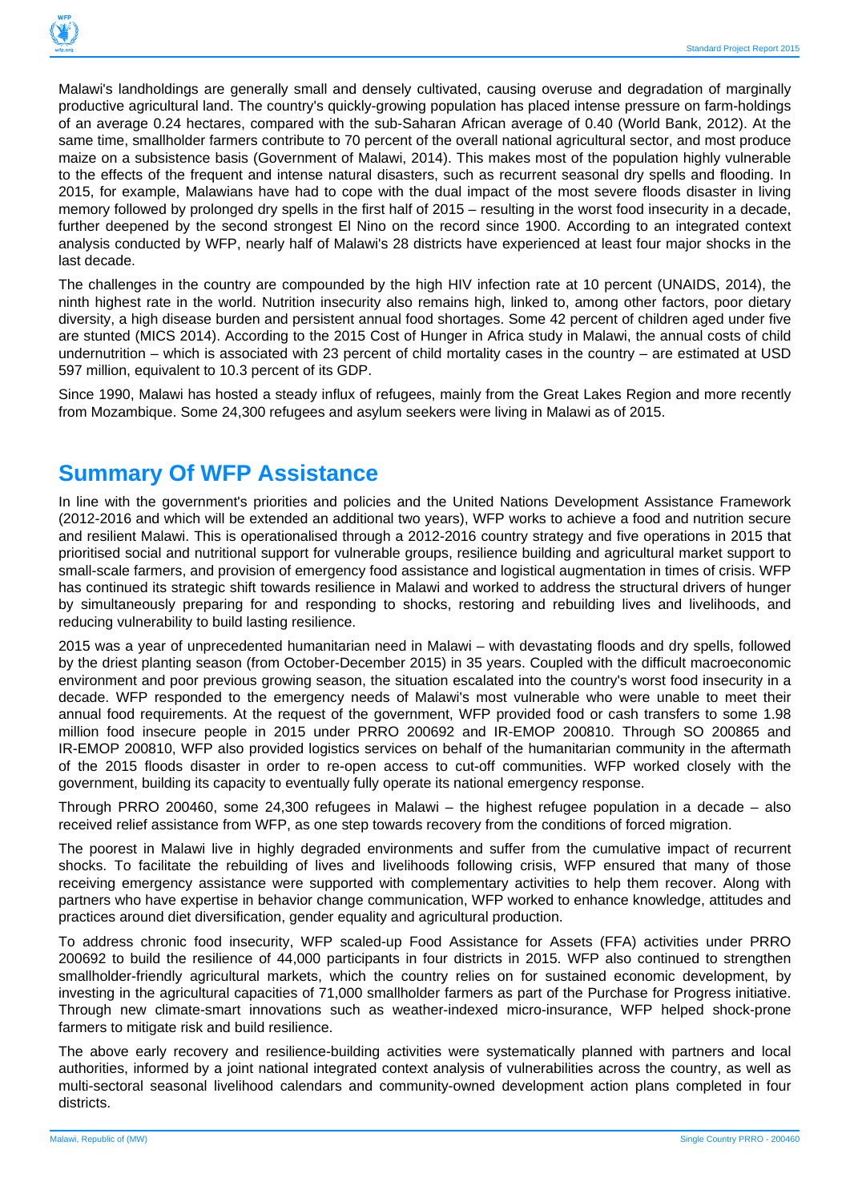Malawi's landholdings are generally small and densely cultivated, causing overuse and degradation of marginally productive agricultural land. The country's quickly-growing population has placed intense pressure on farm-holdings of an average 0.24 hectares, compared with the sub-Saharan African average of 0.40 (World Bank, 2012). At the same time, smallholder farmers contribute to 70 percent of the overall national agricultural sector, and most produce maize on a subsistence basis (Government of Malawi, 2014). This makes most of the population highly vulnerable to the effects of the frequent and intense natural disasters, such as recurrent seasonal dry spells and flooding. In 2015, for example, Malawians have had to cope with the dual impact of the most severe floods disaster in living memory followed by prolonged dry spells in the first half of 2015 – resulting in the worst food insecurity in a decade, further deepened by the second strongest El Nino on the record since 1900. According to an integrated context analysis conducted by WFP, nearly half of Malawi's 28 districts have experienced at least four major shocks in the last decade.

The challenges in the country are compounded by the high HIV infection rate at 10 percent (UNAIDS, 2014), the ninth highest rate in the world. Nutrition insecurity also remains high, linked to, among other factors, poor dietary diversity, a high disease burden and persistent annual food shortages. Some 42 percent of children aged under five are stunted (MICS 2014). According to the 2015 Cost of Hunger in Africa study in Malawi, the annual costs of child undernutrition – which is associated with 23 percent of child mortality cases in the country – are estimated at USD 597 million, equivalent to 10.3 percent of its GDP.

Since 1990, Malawi has hosted a steady influx of refugees, mainly from the Great Lakes Region and more recently from Mozambique. Some 24,300 refugees and asylum seekers were living in Malawi as of 2015.

## Summary Of WFP Assistance

In line with the government's priorities and policies and the United Nations Development Assistance Framework (2012-2016 and which will be extended an additional two years), WFP works to achieve a food and nutrition secure and resilient Malawi. This is operationalised through a 2012-2016 country strategy and five operations in 2015 that prioritised social and nutritional support for vulnerable groups, resilience building and agricultural market support to small-scale farmers, and provision of emergency food assistance and logistical augmentation in times of crisis. WFP has continued its strategic shift towards resilience in Malawi and worked to address the structural drivers of hunger by simultaneously preparing for and responding to shocks, restoring and rebuilding lives and livelihoods, and reducing vulnerability to build lasting resilience.

2015 was a year of unprecedented humanitarian need in Malawi – with devastating floods and dry spells, followed by the driest planting season (from October-December 2015) in 35 years. Coupled with the difficult macroeconomic environment and poor previous growing season, the situation escalated into the country's worst food insecurity in a decade. WFP responded to the emergency needs of Malawi's most vulnerable who were unable to meet their annual food requirements. At the request of the government, WFP provided food or cash transfers to some 1.98 million food insecure people in 2015 under PRRO 200692 and IR-EMOP 200810. Through SO 200865 and IR-EMOP 200810, WFP also provided logistics services on behalf of the humanitarian community in the aftermath of the 2015 floods disaster in order to re-open access to cut-off communities. WFP worked closely with the government, building its capacity to eventually fully operate its national emergency response.

Through PRRO 200460, some 24,300 refugees in Malawi – the highest refugee population in a decade – also received relief assistance from WFP, as one step towards recovery from the conditions of forced migration.

The poorest in Malawi live in highly degraded environments and suffer from the cumulative impact of recurrent shocks. To facilitate the rebuilding of lives and livelihoods following crisis, WFP ensured that many of those receiving emergency assistance were supported with complementary activities to help them recover. Along with partners who have expertise in behavior change communication, WFP worked to enhance knowledge, attitudes and practices around diet diversification, gender equality and agricultural production.

To address chronic food insecurity, WFP scaled-up Food Assistance for Assets (FFA) activities under PRRO 200692 to build the resilience of 44,000 participants in four districts in 2015. WFP also continued to strengthen smallholder-friendly agricultural markets, which the country relies on for sustained economic development, by investing in the agricultural capacities of 71,000 smallholder farmers as part of the Purchase for Progress initiative. Through new climate-smart innovations such as weather-indexed micro-insurance, WFP helped shock-prone farmers to mitigate risk and build resilience.

The above early recovery and resilience-building activities were systematically planned with partners and local authorities, informed by a joint national integrated context analysis of vulnerabilities across the country, as well as multi-sectoral seasonal livelihood calendars and community-owned development action plans completed in four districts.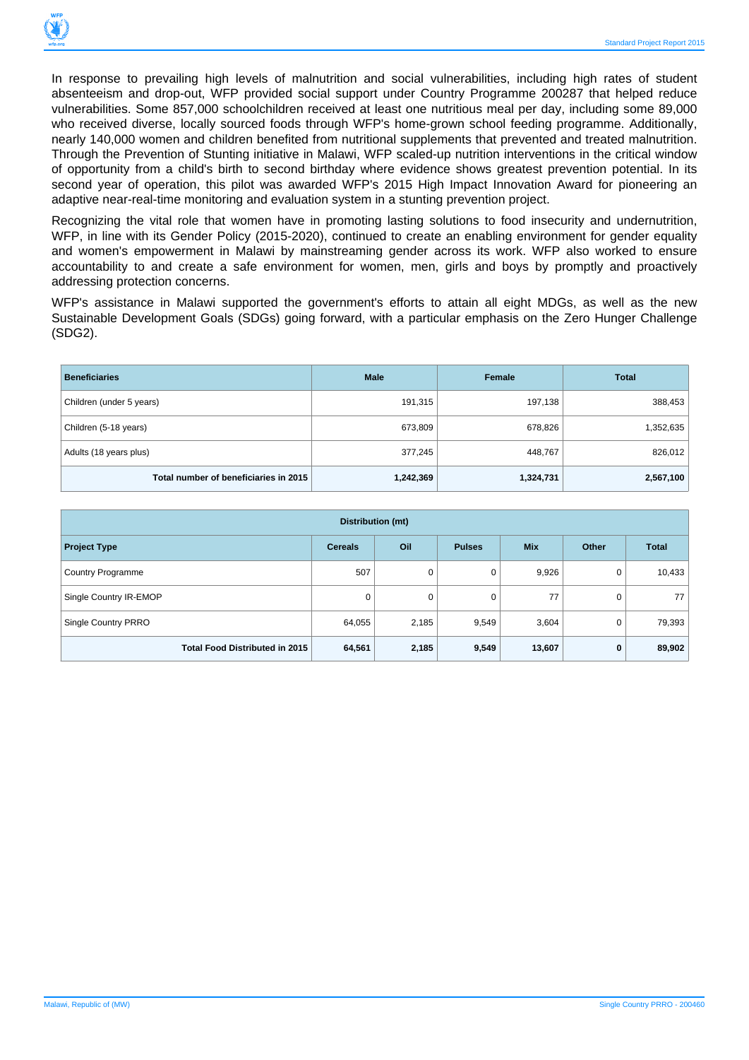In response to prevailing high levels of malnutrition and social vulnerabilities, including high rates of student absenteeism and drop-out, WFP provided social support under Country Programme 200287 that helped reduce vulnerabilities. Some 857,000 schoolchildren received at least one nutritious meal per day, including some 89,000 who received diverse, locally sourced foods through WFP's home-grown school feeding programme. Additionally, nearly 140,000 women and children benefited from nutritional supplements that prevented and treated malnutrition. Through the Prevention of Stunting initiative in Malawi, WFP scaled-up nutrition interventions in the critical window of opportunity from a child's birth to second birthday where evidence shows greatest prevention potential. In its second year of operation, this pilot was awarded WFP's 2015 High Impact Innovation Award for pioneering an adaptive near-real-time monitoring and evaluation system in a stunting prevention project.

Recognizing the vital role that women have in promoting lasting solutions to food insecurity and undernutrition, WFP, in line with its Gender Policy (2015-2020), continued to create an enabling environment for gender equality and women's empowerment in Malawi by mainstreaming gender across its work. WFP also worked to ensure accountability to and create a safe environment for women, men, girls and boys by promptly and proactively addressing protection concerns.

WFP's assistance in Malawi supported the government's efforts to attain all eight MDGs, as well as the new Sustainable Development Goals (SDGs) going forward, with a particular emphasis on the Zero Hunger Challenge (SDG2).

| Beneficiaries | Male | Female | Total |
|---|---|---|---|
| Children (under 5 years) | 191,315 | 197,138 | 388,453 |
| Children (5-18 years) | 673,809 | 678,826 | 1,352,635 |
| Adults (18 years plus) | 377,245 | 448,767 | 826,012 |
| **Total number of beneficiaries in 2015** | **1,242,369** | **1,324,731** | **2,567,100** |

| Distribution (mt) | | | | | | |
|---|---|---|---|---|---|---|
| **Project Type** | **Cereals** | **Oil** | **Pulses** | **Mix** | **Other** | **Total** |
| Country Programme | 507 | 0 | 0 | 9,926 | 0 | 10,433 |
| Single Country IR-EMOP | 0 | 0 | 0 | 77 | 0 | 77 |
| Single Country PRRO | 64,055 | 2,185 | 9,549 | 3,604 | 0 | 79,393 |
| **Total Food Distributed in 2015** | **64,561** | **2,185** | **9,549** | **13,607** | **0** | **89,902** |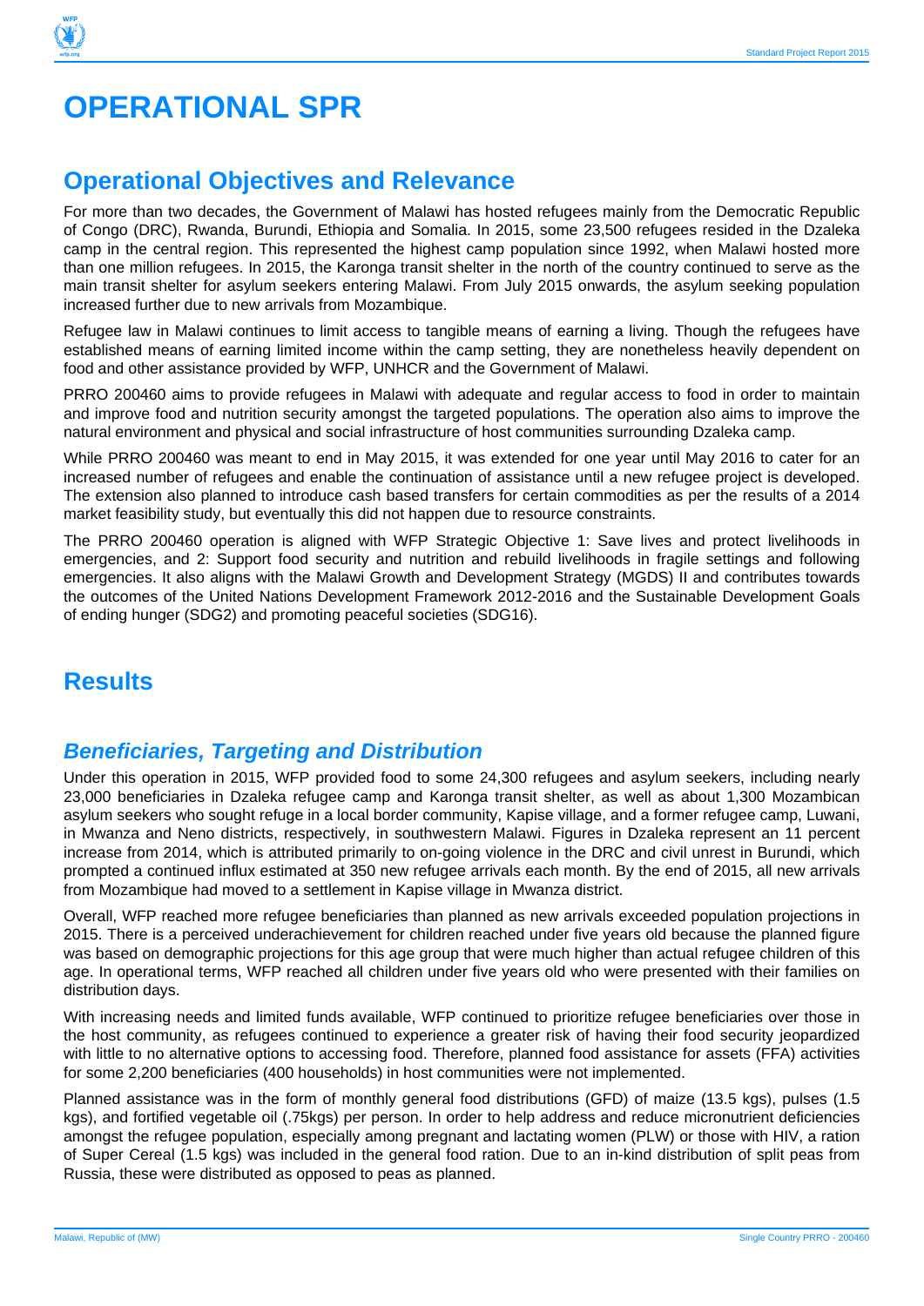# OPERATIONAL SPR

## Operational Objectives and Relevance

For more than two decades, the Government of Malawi has hosted refugees mainly from the Democratic Republic of Congo (DRC), Rwanda, Burundi, Ethiopia and Somalia. In 2015, some 23,500 refugees resided in the Dzaleka camp in the central region. This represented the highest camp population since 1992, when Malawi hosted more than one million refugees. In 2015, the Karonga transit shelter in the north of the country continued to serve as the main transit shelter for asylum seekers entering Malawi. From July 2015 onwards, the asylum seeking population increased further due to new arrivals from Mozambique.

Refugee law in Malawi continues to limit access to tangible means of earning a living. Though the refugees have established means of earning limited income within the camp setting, they are nonetheless heavily dependent on food and other assistance provided by WFP, UNHCR and the Government of Malawi.

PRRO 200460 aims to provide refugees in Malawi with adequate and regular access to food in order to maintain and improve food and nutrition security amongst the targeted populations. The operation also aims to improve the natural environment and physical and social infrastructure of host communities surrounding Dzaleka camp.

While PRRO 200460 was meant to end in May 2015, it was extended for one year until May 2016 to cater for an increased number of refugees and enable the continuation of assistance until a new refugee project is developed. The extension also planned to introduce cash based transfers for certain commodities as per the results of a 2014 market feasibility study, but eventually this did not happen due to resource constraints.

The PRRO 200460 operation is aligned with WFP Strategic Objective 1: Save lives and protect livelihoods in emergencies, and 2: Support food security and nutrition and rebuild livelihoods in fragile settings and following emergencies. It also aligns with the Malawi Growth and Development Strategy (MGDS) II and contributes towards the outcomes of the United Nations Development Framework 2012-2016 and the Sustainable Development Goals of ending hunger (SDG2) and promoting peaceful societies (SDG16).

## Results

### *Beneficiaries, Targeting and Distribution*

Under this operation in 2015, WFP provided food to some 24,300 refugees and asylum seekers, including nearly 23,000 beneficiaries in Dzaleka refugee camp and Karonga transit shelter, as well as about 1,300 Mozambican asylum seekers who sought refuge in a local border community, Kapise village, and a former refugee camp, Luwani, in Mwanza and Neno districts, respectively, in southwestern Malawi. Figures in Dzaleka represent an 11 percent increase from 2014, which is attributed primarily to on-going violence in the DRC and civil unrest in Burundi, which prompted a continued influx estimated at 350 new refugee arrivals each month. By the end of 2015, all new arrivals from Mozambique had moved to a settlement in Kapise village in Mwanza district.

Overall, WFP reached more refugee beneficiaries than planned as new arrivals exceeded population projections in 2015. There is a perceived underachievement for children reached under five years old because the planned figure was based on demographic projections for this age group that were much higher than actual refugee children of this age. In operational terms, WFP reached all children under five years old who were presented with their families on distribution days.

With increasing needs and limited funds available, WFP continued to prioritize refugee beneficiaries over those in the host community, as refugees continued to experience a greater risk of having their food security jeopardized with little to no alternative options to accessing food. Therefore, planned food assistance for assets (FFA) activities for some 2,200 beneficiaries (400 households) in host communities were not implemented.

Planned assistance was in the form of monthly general food distributions (GFD) of maize (13.5 kgs), pulses (1.5 kgs), and fortified vegetable oil (.75kgs) per person. In order to help address and reduce micronutrient deficiencies amongst the refugee population, especially among pregnant and lactating women (PLW) or those with HIV, a ration of Super Cereal (1.5 kgs) was included in the general food ration. Due to an in-kind distribution of split peas from Russia, these were distributed as opposed to peas as planned.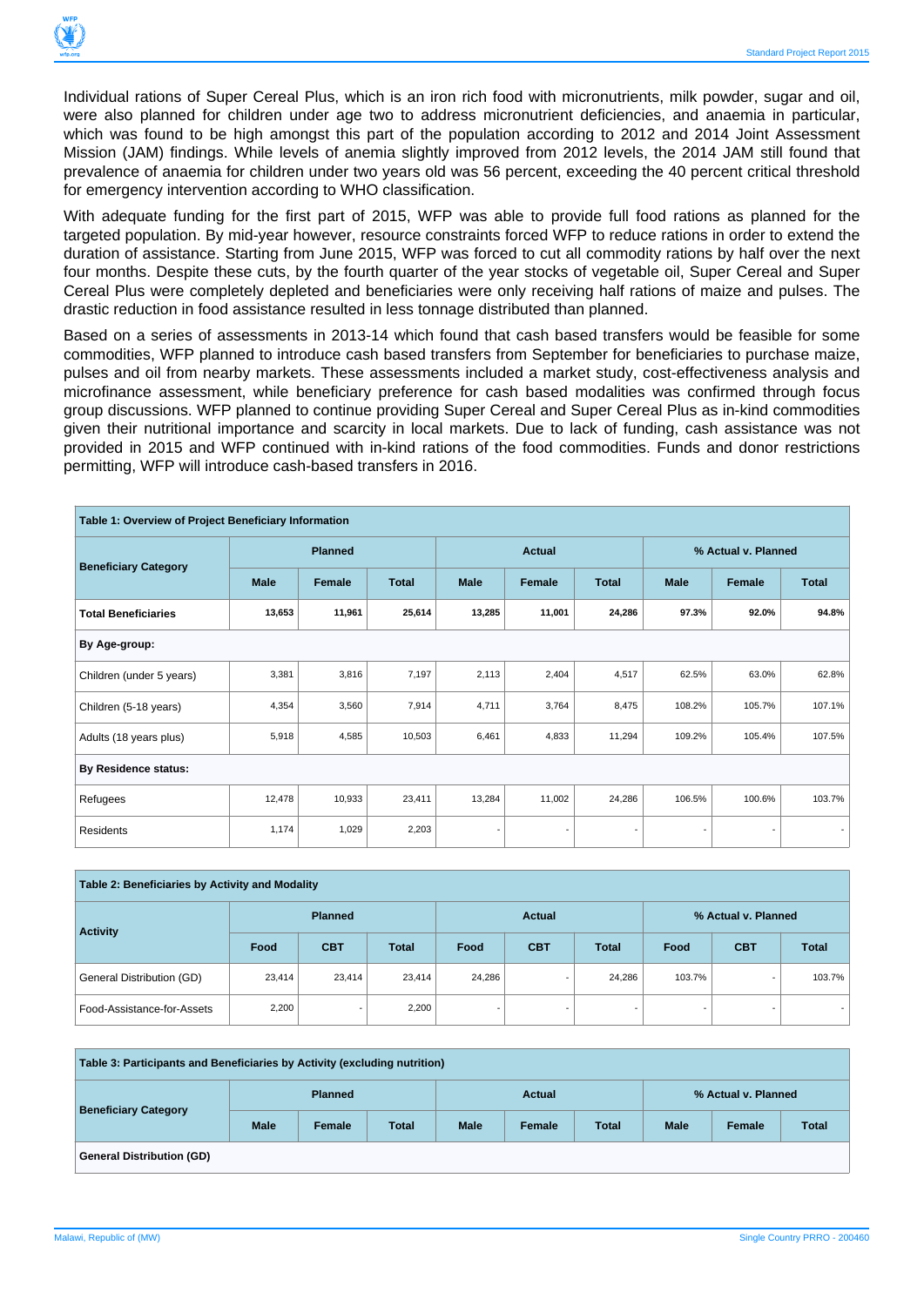Individual rations of Super Cereal Plus, which is an iron rich food with micronutrients, milk powder, sugar and oil, were also planned for children under age two to address micronutrient deficiencies, and anaemia in particular, which was found to be high amongst this part of the population according to 2012 and 2014 Joint Assessment Mission (JAM) findings. While levels of anemia slightly improved from 2012 levels, the 2014 JAM still found that prevalence of anaemia for children under two years old was 56 percent, exceeding the 40 percent critical threshold for emergency intervention according to WHO classification.

With adequate funding for the first part of 2015, WFP was able to provide full food rations as planned for the targeted population. By mid-year however, resource constraints forced WFP to reduce rations in order to extend the duration of assistance. Starting from June 2015, WFP was forced to cut all commodity rations by half over the next four months. Despite these cuts, by the fourth quarter of the year stocks of vegetable oil, Super Cereal and Super Cereal Plus were completely depleted and beneficiaries were only receiving half rations of maize and pulses. The drastic reduction in food assistance resulted in less tonnage distributed than planned.

Based on a series of assessments in 2013-14 which found that cash based transfers would be feasible for some commodities, WFP planned to introduce cash based transfers from September for beneficiaries to purchase maize, pulses and oil from nearby markets. These assessments included a market study, cost-effectiveness analysis and microfinance assessment, while beneficiary preference for cash based modalities was confirmed through focus group discussions. WFP planned to continue providing Super Cereal and Super Cereal Plus as in-kind commodities given their nutritional importance and scarcity in local markets. Due to lack of funding, cash assistance was not provided in 2015 and WFP continued with in-kind rations of the food commodities. Funds and donor restrictions permitting, WFP will introduce cash-based transfers in 2016.

**Table 1: Overview of Project Beneficiary Information**

| Beneficiary Category | Planned | | | Actual | | | % Actual v. Planned | | |
|---|---|---|---|---|---|---|---|---|---|
| | Male | Female | Total | Male | Female | Total | Male | Female | Total |
| **Total Beneficiaries** | **13,653** | **11,961** | **25,614** | **13,285** | **11,001** | **24,286** | **97.3%** | **92.0%** | **94.8%** |
| **By Age-group:** | | | | | | | | | |
| Children (under 5 years) | 3,381 | 3,816 | 7,197 | 2,113 | 2,404 | 4,517 | 62.5% | 63.0% | 62.8% |
| Children (5-18 years) | 4,354 | 3,560 | 7,914 | 4,711 | 3,764 | 8,475 | 108.2% | 105.7% | 107.1% |
| Adults (18 years plus) | 5,918 | 4,585 | 10,503 | 6,461 | 4,833 | 11,294 | 109.2% | 105.4% | 107.5% |
| **By Residence status:** | | | | | | | | | |
| Refugees | 12,478 | 10,933 | 23,411 | 13,284 | 11,002 | 24,286 | 106.5% | 100.6% | 103.7% |
| Residents | 1,174 | 1,029 | 2,203 | - | - | - | - | - | - |

**Table 2: Beneficiaries by Activity and Modality**

| Activity | Planned | | | Actual | | | % Actual v. Planned | | |
|---|---|---|---|---|---|---|---|---|---|
| | Food | CBT | Total | Food | CBT | Total | Food | CBT | Total |
| General Distribution (GD) | 23,414 | 23,414 | 23,414 | 24,286 | - | 24,286 | 103.7% | - | 103.7% |
| Food-Assistance-for-Assets | 2,200 | - | 2,200 | - | - | - | - | - | - |

**Table 3: Participants and Beneficiaries by Activity (excluding nutrition)**

| Beneficiary Category | Planned | | | Actual | | | % Actual v. Planned | | |
|---|---|---|---|---|---|---|---|---|---|
| | Male | Female | Total | Male | Female | Total | Male | Female | Total |
| **General Distribution (GD)** | | | | | | | | | |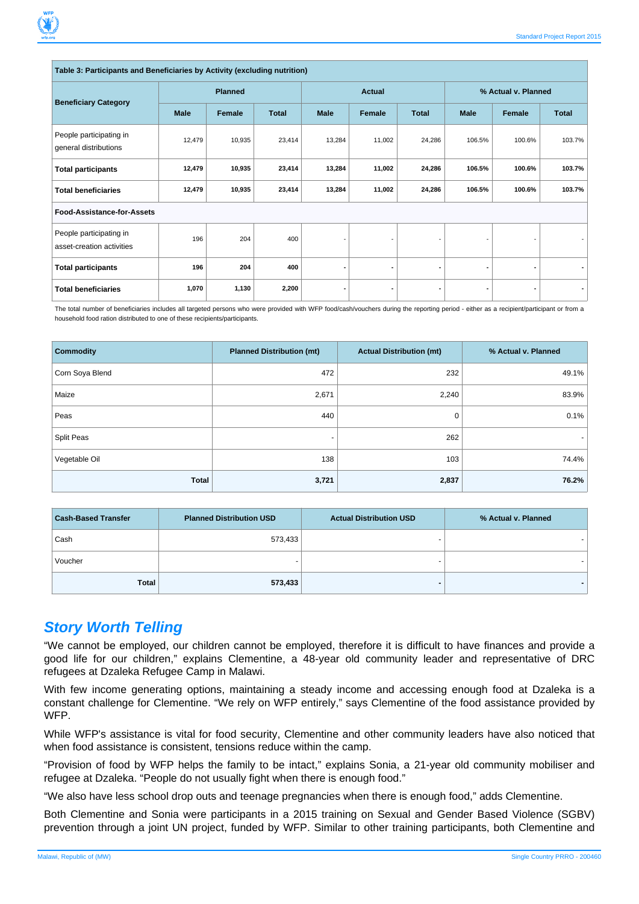| Table 3: Participants and Beneficiaries by Activity (excluding nutrition) | | | | | | | | | |
|---|---|---|---|---|---|---|---|---|---|
| **Beneficiary Category** | **Planned** | | | **Actual** | | | **% Actual v. Planned** | | |
| | **Male** | **Female** | **Total** | **Male** | **Female** | **Total** | **Male** | **Female** | **Total** |
| People participating in general distributions | 12,479 | 10,935 | 23,414 | 13,284 | 11,002 | 24,286 | 106.5% | 100.6% | 103.7% |
| **Total participants** | **12,479** | **10,935** | **23,414** | **13,284** | **11,002** | **24,286** | **106.5%** | **100.6%** | **103.7%** |
| **Total beneficiaries** | **12,479** | **10,935** | **23,414** | **13,284** | **11,002** | **24,286** | **106.5%** | **100.6%** | **103.7%** |
| **Food-Assistance-for-Assets** | | | | | | | | | |
| People participating in asset-creation activities | 196 | 204 | 400 | - | - | - | - | - | - |
| **Total participants** | **196** | **204** | **400** | **-** | **-** | **-** | **-** | **-** | **-** |
| **Total beneficiaries** | **1,070** | **1,130** | **2,200** | **-** | **-** | **-** | **-** | **-** | **-** |

The total number of beneficiaries includes all targeted persons who were provided with WFP food/cash/vouchers during the reporting period - either as a recipient/participant or from a household food ration distributed to one of these recipients/participants.

| Commodity | Planned Distribution (mt) | Actual Distribution (mt) | % Actual v. Planned |
|---|---|---|---|
| Corn Soya Blend | 472 | 232 | 49.1% |
| Maize | 2,671 | 2,240 | 83.9% |
| Peas | 440 | 0 | 0.1% |
| Split Peas | - | 262 | - |
| Vegetable Oil | 138 | 103 | 74.4% |
| **Total** | **3,721** | **2,837** | **76.2%** |

| Cash-Based Transfer | Planned Distribution USD | Actual Distribution USD | % Actual v. Planned |
|---|---|---|---|
| Cash | 573,433 | - | - |
| Voucher | - | - | - |
| **Total** | **573,433** | **-** | **-** |

## *Story Worth Telling*

“We cannot be employed, our children cannot be employed, therefore it is difficult to have finances and provide a good life for our children,” explains Clementine, a 48-year old community leader and representative of DRC refugees at Dzaleka Refugee Camp in Malawi.

With few income generating options, maintaining a steady income and accessing enough food at Dzaleka is a constant challenge for Clementine. “We rely on WFP entirely,” says Clementine of the food assistance provided by WFP.

While WFP's assistance is vital for food security, Clementine and other community leaders have also noticed that when food assistance is consistent, tensions reduce within the camp.

“Provision of food by WFP helps the family to be intact,” explains Sonia, a 21-year old community mobiliser and refugee at Dzaleka. “People do not usually fight when there is enough food.”

“We also have less school drop outs and teenage pregnancies when there is enough food,” adds Clementine.

Both Clementine and Sonia were participants in a 2015 training on Sexual and Gender Based Violence (SGBV) prevention through a joint UN project, funded by WFP. Similar to other training participants, both Clementine and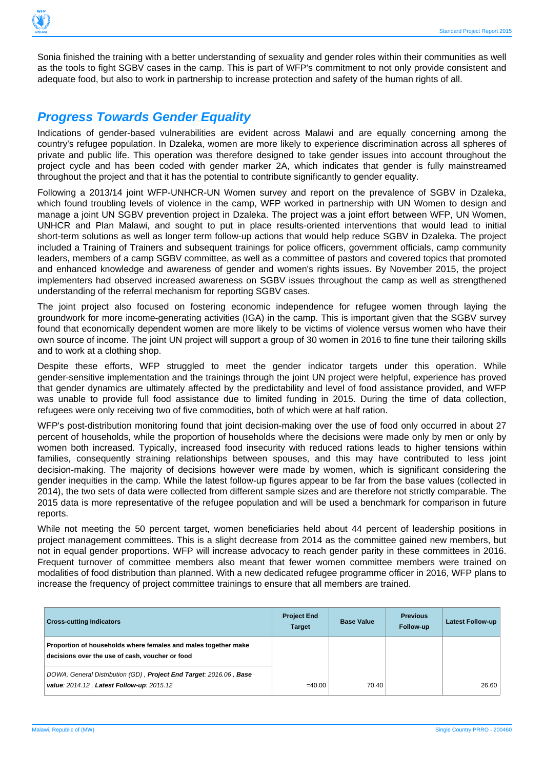Sonia finished the training with a better understanding of sexuality and gender roles within their communities as well as the tools to fight SGBV cases in the camp. This is part of WFP's commitment to not only provide consistent and adequate food, but also to work in partnership to increase protection and safety of the human rights of all.

## *Progress Towards Gender Equality*

Indications of gender-based vulnerabilities are evident across Malawi and are equally concerning among the country's refugee population. In Dzaleka, women are more likely to experience discrimination across all spheres of private and public life. This operation was therefore designed to take gender issues into account throughout the project cycle and has been coded with gender marker 2A, which indicates that gender is fully mainstreamed throughout the project and that it has the potential to contribute significantly to gender equality.

Following a 2013/14 joint WFP-UNHCR-UN Women survey and report on the prevalence of SGBV in Dzaleka, which found troubling levels of violence in the camp, WFP worked in partnership with UN Women to design and manage a joint UN SGBV prevention project in Dzaleka. The project was a joint effort between WFP, UN Women, UNHCR and Plan Malawi, and sought to put in place results-oriented interventions that would lead to initial short-term solutions as well as longer term follow-up actions that would help reduce SGBV in Dzaleka. The project included a Training of Trainers and subsequent trainings for police officers, government officials, camp community leaders, members of a camp SGBV committee, as well as a committee of pastors and covered topics that promoted and enhanced knowledge and awareness of gender and women's rights issues. By November 2015, the project implementers had observed increased awareness on SGBV issues throughout the camp as well as strengthened understanding of the referral mechanism for reporting SGBV cases.

The joint project also focused on fostering economic independence for refugee women through laying the groundwork for more income-generating activities (IGA) in the camp. This is important given that the SGBV survey found that economically dependent women are more likely to be victims of violence versus women who have their own source of income. The joint UN project will support a group of 30 women in 2016 to fine tune their tailoring skills and to work at a clothing shop.

Despite these efforts, WFP struggled to meet the gender indicator targets under this operation. While gender-sensitive implementation and the trainings through the joint UN project were helpful, experience has proved that gender dynamics are ultimately affected by the predictability and level of food assistance provided, and WFP was unable to provide full food assistance due to limited funding in 2015. During the time of data collection, refugees were only receiving two of five commodities, both of which were at half ration.

WFP's post-distribution monitoring found that joint decision-making over the use of food only occurred in about 27 percent of households, while the proportion of households where the decisions were made only by men or only by women both increased. Typically, increased food insecurity with reduced rations leads to higher tensions within families, consequently straining relationships between spouses, and this may have contributed to less joint decision-making. The majority of decisions however were made by women, which is significant considering the gender inequities in the camp. While the latest follow-up figures appear to be far from the base values (collected in 2014), the two sets of data were collected from different sample sizes and are therefore not strictly comparable. The 2015 data is more representative of the refugee population and will be used a benchmark for comparison in future reports.

While not meeting the 50 percent target, women beneficiaries held about 44 percent of leadership positions in project management committees. This is a slight decrease from 2014 as the committee gained new members, but not in equal gender proportions. WFP will increase advocacy to reach gender parity in these committees in 2016. Frequent turnover of committee members also meant that fewer women committee members were trained on modalities of food distribution than planned. With a new dedicated refugee programme officer in 2016, WFP plans to increase the frequency of project committee trainings to ensure that all members are trained.

| Cross-cutting Indicators | Project End Target | Base Value | Previous Follow-up | Latest Follow-up |
|---|---|---|---|---|
| **Proportion of households where females and males together make decisions over the use of cash, voucher or food** | | | | |
| *DOWA, General Distribution (GD) , **Project End Target**: 2016.06 , **Base value**: 2014.12 , **Latest Follow-up**: 2015.12* | =40.00 | 70.40 | | 26.60 |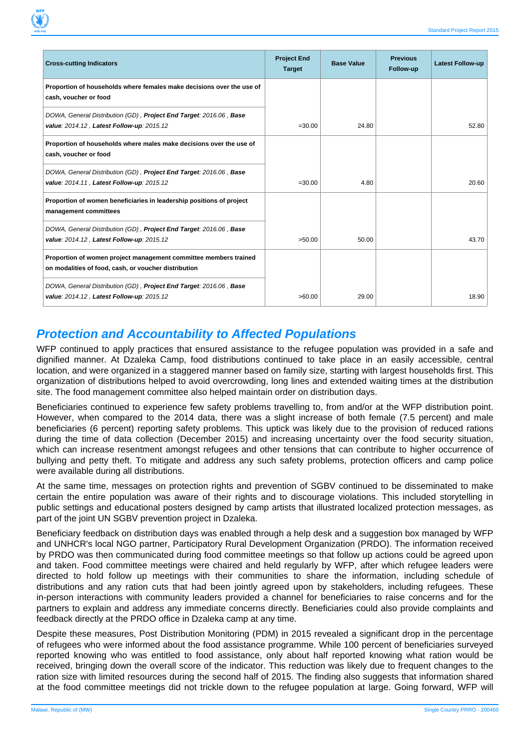| Cross-cutting Indicators | Project End Target | Base Value | Previous Follow-up | Latest Follow-up |
|---|---|---|---|---|
| **Proportion of households where females make decisions over the use of cash, voucher or food** | | | | |
| *DOWA, General Distribution (GD) , **Project End Target**: 2016.06 , **Base value**: 2014.12 , **Latest Follow-up**: 2015.12* | =30.00 | 24.80 | | 52.80 |
| **Proportion of households where males make decisions over the use of cash, voucher or food** | | | | |
| *DOWA, General Distribution (GD) , **Project End Target**: 2016.06 , **Base value**: 2014.11 , **Latest Follow-up**: 2015.12* | =30.00 | 4.80 | | 20.60 |
| **Proportion of women beneficiaries in leadership positions of project management committees** | | | | |
| *DOWA, General Distribution (GD) , **Project End Target**: 2016.06 , **Base value**: 2014.12 , **Latest Follow-up**: 2015.12* | >50.00 | 50.00 | | 43.70 |
| **Proportion of women project management committee members trained on modalities of food, cash, or voucher distribution** | | | | |
| *DOWA, General Distribution (GD) , **Project End Target**: 2016.06 , **Base value**: 2014.12 , **Latest Follow-up**: 2015.12* | >60.00 | 29.00 | | 18.90 |

## *Protection and Accountability to Affected Populations*

WFP continued to apply practices that ensured assistance to the refugee population was provided in a safe and dignified manner. At Dzaleka Camp, food distributions continued to take place in an easily accessible, central location, and were organized in a staggered manner based on family size, starting with largest households first. This organization of distributions helped to avoid overcrowding, long lines and extended waiting times at the distribution site. The food management committee also helped maintain order on distribution days.

Beneficiaries continued to experience few safety problems travelling to, from and/or at the WFP distribution point. However, when compared to the 2014 data, there was a slight increase of both female (7.5 percent) and male beneficiaries (6 percent) reporting safety problems. This uptick was likely due to the provision of reduced rations during the time of data collection (December 2015) and increasing uncertainty over the food security situation, which can increase resentment amongst refugees and other tensions that can contribute to higher occurrence of bullying and petty theft. To mitigate and address any such safety problems, protection officers and camp police were available during all distributions.

At the same time, messages on protection rights and prevention of SGBV continued to be disseminated to make certain the entire population was aware of their rights and to discourage violations. This included storytelling in public settings and educational posters designed by camp artists that illustrated localized protection messages, as part of the joint UN SGBV prevention project in Dzaleka.

Beneficiary feedback on distribution days was enabled through a help desk and a suggestion box managed by WFP and UNHCR's local NGO partner, Participatory Rural Development Organization (PRDO). The information received by PRDO was then communicated during food committee meetings so that follow up actions could be agreed upon and taken. Food committee meetings were chaired and held regularly by WFP, after which refugee leaders were directed to hold follow up meetings with their communities to share the information, including schedule of distributions and any ration cuts that had been jointly agreed upon by stakeholders, including refugees. These in-person interactions with community leaders provided a channel for beneficiaries to raise concerns and for the partners to explain and address any immediate concerns directly. Beneficiaries could also provide complaints and feedback directly at the PRDO office in Dzaleka camp at any time.

Despite these measures, Post Distribution Monitoring (PDM) in 2015 revealed a significant drop in the percentage of refugees who were informed about the food assistance programme. While 100 percent of beneficiaries surveyed reported knowing who was entitled to food assistance, only about half reported knowing what ration would be received, bringing down the overall score of the indicator. This reduction was likely due to frequent changes to the ration size with limited resources during the second half of 2015. The finding also suggests that information shared at the food committee meetings did not trickle down to the refugee population at large. Going forward, WFP will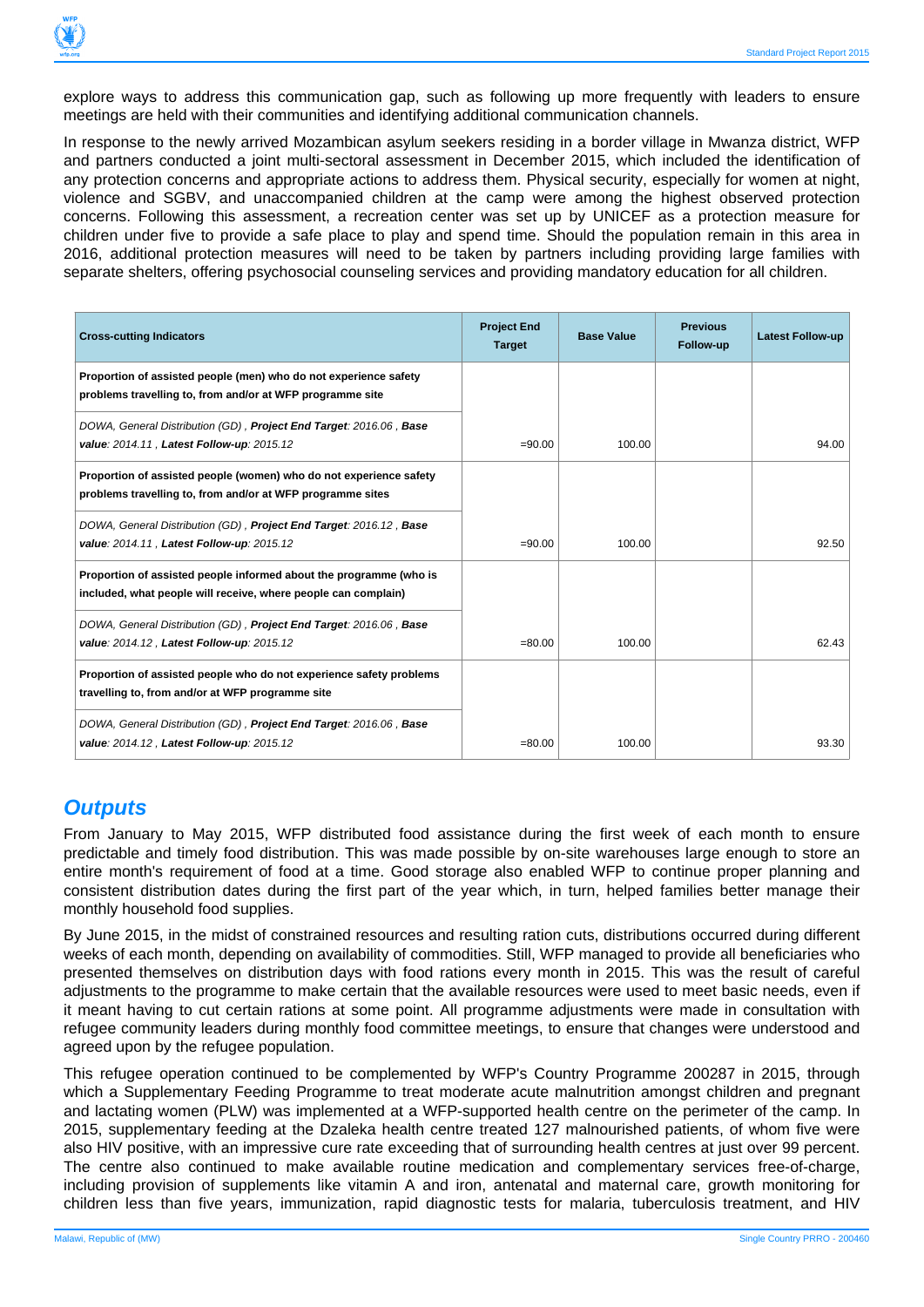explore ways to address this communication gap, such as following up more frequently with leaders to ensure meetings are held with their communities and identifying additional communication channels.

In response to the newly arrived Mozambican asylum seekers residing in a border village in Mwanza district, WFP and partners conducted a joint multi-sectoral assessment in December 2015, which included the identification of any protection concerns and appropriate actions to address them. Physical security, especially for women at night, violence and SGBV, and unaccompanied children at the camp were among the highest observed protection concerns. Following this assessment, a recreation center was set up by UNICEF as a protection measure for children under five to provide a safe place to play and spend time. Should the population remain in this area in 2016, additional protection measures will need to be taken by partners including providing large families with separate shelters, offering psychosocial counseling services and providing mandatory education for all children.

| Cross-cutting Indicators | Project End Target | Base Value | Previous Follow-up | Latest Follow-up |
|---|---|---|---|---|
| **Proportion of assisted people (men) who do not experience safety problems travelling to, from and/or at WFP programme site** | | | | |
| *DOWA, General Distribution (GD) , **Project End Target**: 2016.06 , **Base value**: 2014.11 , **Latest Follow-up**: 2015.12* | =90.00 | 100.00 | | 94.00 |
| **Proportion of assisted people (women) who do not experience safety problems travelling to, from and/or at WFP programme sites** | | | | |
| *DOWA, General Distribution (GD) , **Project End Target**: 2016.12 , **Base value**: 2014.11 , **Latest Follow-up**: 2015.12* | =90.00 | 100.00 | | 92.50 |
| **Proportion of assisted people informed about the programme (who is included, what people will receive, where people can complain)** | | | | |
| *DOWA, General Distribution (GD) , **Project End Target**: 2016.06 , **Base value**: 2014.12 , **Latest Follow-up**: 2015.12* | =80.00 | 100.00 | | 62.43 |
| **Proportion of assisted people who do not experience safety problems travelling to, from and/or at WFP programme site** | | | | |
| *DOWA, General Distribution (GD) , **Project End Target**: 2016.06 , **Base value**: 2014.12 , **Latest Follow-up**: 2015.12* | =80.00 | 100.00 | | 93.30 |

## Outputs

From January to May 2015, WFP distributed food assistance during the first week of each month to ensure predictable and timely food distribution. This was made possible by on-site warehouses large enough to store an entire month's requirement of food at a time. Good storage also enabled WFP to continue proper planning and consistent distribution dates during the first part of the year which, in turn, helped families better manage their monthly household food supplies.

By June 2015, in the midst of constrained resources and resulting ration cuts, distributions occurred during different weeks of each month, depending on availability of commodities. Still, WFP managed to provide all beneficiaries who presented themselves on distribution days with food rations every month in 2015. This was the result of careful adjustments to the programme to make certain that the available resources were used to meet basic needs, even if it meant having to cut certain rations at some point. All programme adjustments were made in consultation with refugee community leaders during monthly food committee meetings, to ensure that changes were understood and agreed upon by the refugee population.

This refugee operation continued to be complemented by WFP's Country Programme 200287 in 2015, through which a Supplementary Feeding Programme to treat moderate acute malnutrition amongst children and pregnant and lactating women (PLW) was implemented at a WFP-supported health centre on the perimeter of the camp. In 2015, supplementary feeding at the Dzaleka health centre treated 127 malnourished patients, of whom five were also HIV positive, with an impressive cure rate exceeding that of surrounding health centres at just over 99 percent. The centre also continued to make available routine medication and complementary services free-of-charge, including provision of supplements like vitamin A and iron, antenatal and maternal care, growth monitoring for children less than five years, immunization, rapid diagnostic tests for malaria, tuberculosis treatment, and HIV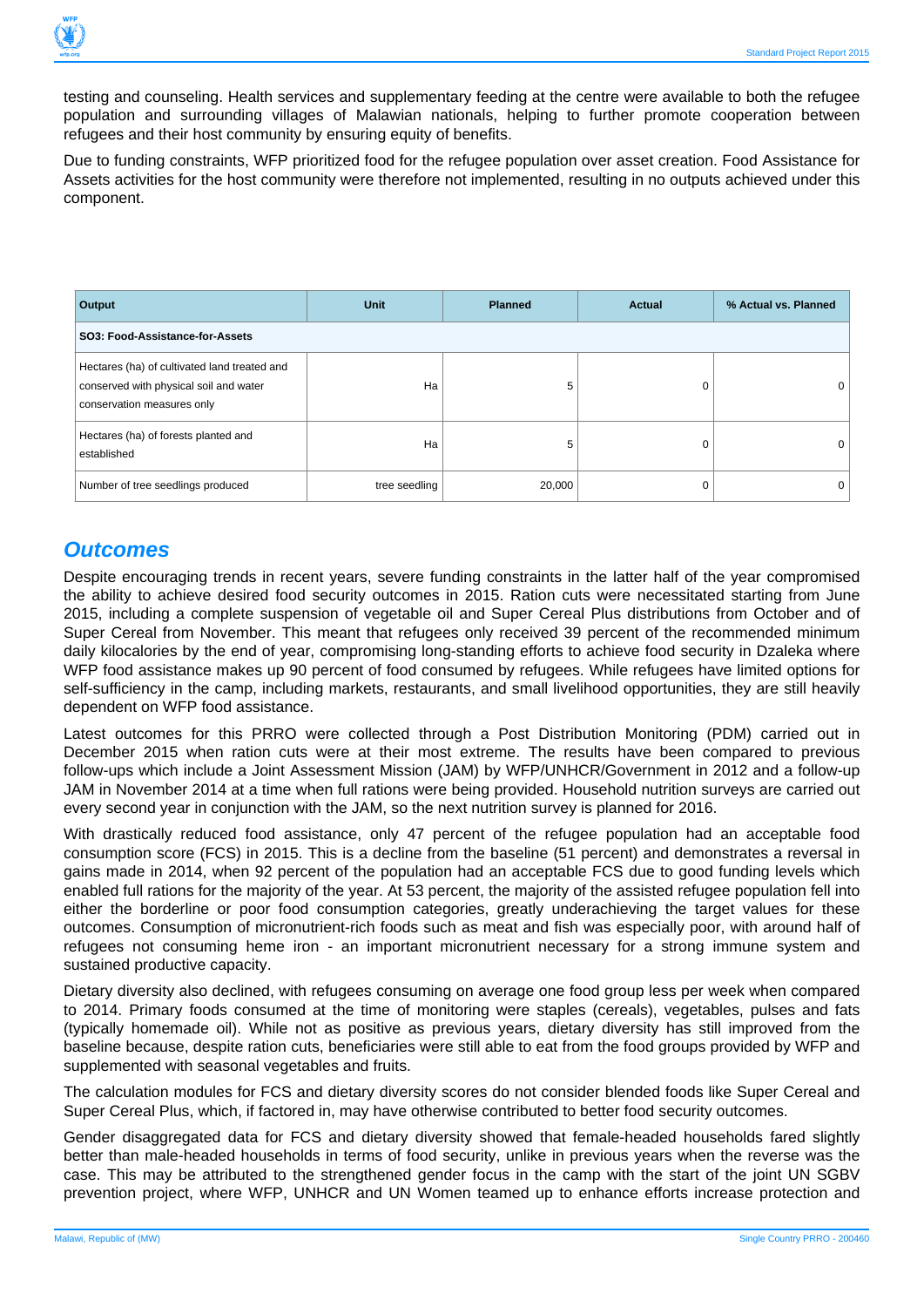testing and counseling. Health services and supplementary feeding at the centre were available to both the refugee population and surrounding villages of Malawian nationals, helping to further promote cooperation between refugees and their host community by ensuring equity of benefits.

Due to funding constraints, WFP prioritized food for the refugee population over asset creation. Food Assistance for Assets activities for the host community were therefore not implemented, resulting in no outputs achieved under this component.

| Output | Unit | Planned | Actual | % Actual vs. Planned |
|---|---|---|---|---|
| **SO3: Food-Assistance-for-Assets** | | | | |
| Hectares (ha) of cultivated land treated and conserved with physical soil and water conservation measures only | Ha | 5 | 0 | 0 |
| Hectares (ha) of forests planted and established | Ha | 5 | 0 | 0 |
| Number of tree seedlings produced | tree seedling | 20,000 | 0 | 0 |

## *Outcomes*

Despite encouraging trends in recent years, severe funding constraints in the latter half of the year compromised the ability to achieve desired food security outcomes in 2015. Ration cuts were necessitated starting from June 2015, including a complete suspension of vegetable oil and Super Cereal Plus distributions from October and of Super Cereal from November. This meant that refugees only received 39 percent of the recommended minimum daily kilocalories by the end of year, compromising long-standing efforts to achieve food security in Dzaleka where WFP food assistance makes up 90 percent of food consumed by refugees. While refugees have limited options for self-sufficiency in the camp, including markets, restaurants, and small livelihood opportunities, they are still heavily dependent on WFP food assistance.

Latest outcomes for this PRRO were collected through a Post Distribution Monitoring (PDM) carried out in December 2015 when ration cuts were at their most extreme. The results have been compared to previous follow-ups which include a Joint Assessment Mission (JAM) by WFP/UNHCR/Government in 2012 and a follow-up JAM in November 2014 at a time when full rations were being provided. Household nutrition surveys are carried out every second year in conjunction with the JAM, so the next nutrition survey is planned for 2016.

With drastically reduced food assistance, only 47 percent of the refugee population had an acceptable food consumption score (FCS) in 2015. This is a decline from the baseline (51 percent) and demonstrates a reversal in gains made in 2014, when 92 percent of the population had an acceptable FCS due to good funding levels which enabled full rations for the majority of the year. At 53 percent, the majority of the assisted refugee population fell into either the borderline or poor food consumption categories, greatly underachieving the target values for these outcomes. Consumption of micronutrient-rich foods such as meat and fish was especially poor, with around half of refugees not consuming heme iron - an important micronutrient necessary for a strong immune system and sustained productive capacity.

Dietary diversity also declined, with refugees consuming on average one food group less per week when compared to 2014. Primary foods consumed at the time of monitoring were staples (cereals), vegetables, pulses and fats (typically homemade oil). While not as positive as previous years, dietary diversity has still improved from the baseline because, despite ration cuts, beneficiaries were still able to eat from the food groups provided by WFP and supplemented with seasonal vegetables and fruits.

The calculation modules for FCS and dietary diversity scores do not consider blended foods like Super Cereal and Super Cereal Plus, which, if factored in, may have otherwise contributed to better food security outcomes.

Gender disaggregated data for FCS and dietary diversity showed that female-headed households fared slightly better than male-headed households in terms of food security, unlike in previous years when the reverse was the case. This may be attributed to the strengthened gender focus in the camp with the start of the joint UN SGBV prevention project, where WFP, UNHCR and UN Women teamed up to enhance efforts increase protection and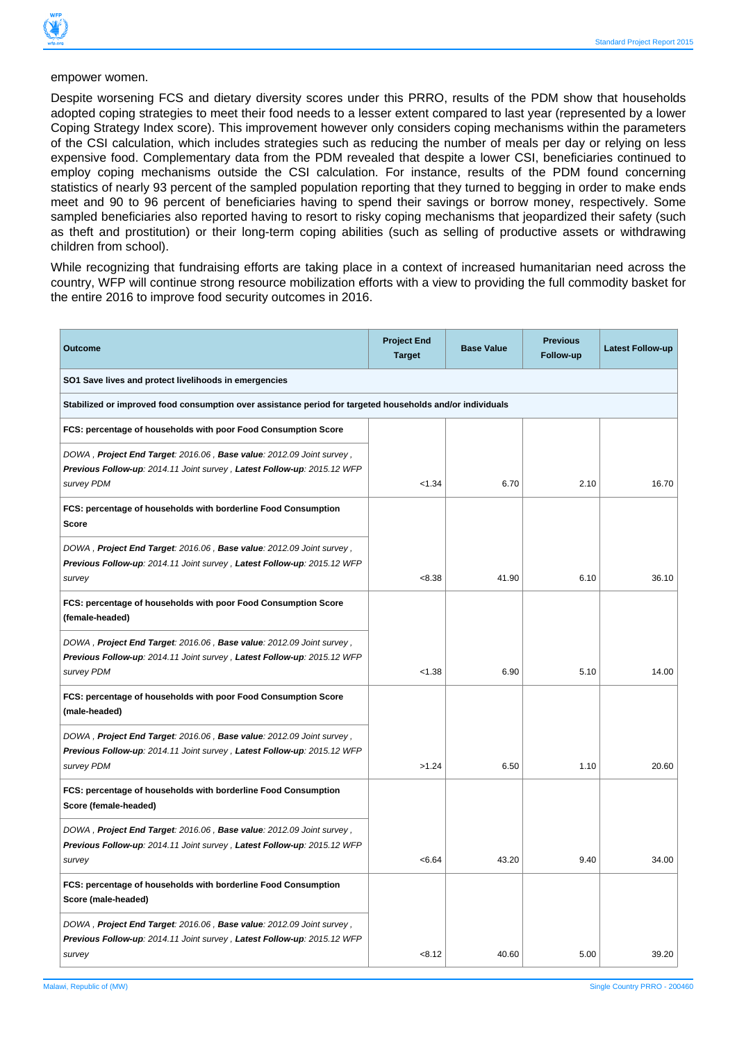empower women.

Despite worsening FCS and dietary diversity scores under this PRRO, results of the PDM show that households adopted coping strategies to meet their food needs to a lesser extent compared to last year (represented by a lower Coping Strategy Index score). This improvement however only considers coping mechanisms within the parameters of the CSI calculation, which includes strategies such as reducing the number of meals per day or relying on less expensive food. Complementary data from the PDM revealed that despite a lower CSI, beneficiaries continued to employ coping mechanisms outside the CSI calculation. For instance, results of the PDM found concerning statistics of nearly 93 percent of the sampled population reporting that they turned to begging in order to make ends meet and 90 to 96 percent of beneficiaries having to spend their savings or borrow money, respectively. Some sampled beneficiaries also reported having to resort to risky coping mechanisms that jeopardized their safety (such as theft and prostitution) or their long-term coping abilities (such as selling of productive assets or withdrawing children from school).

While recognizing that fundraising efforts are taking place in a context of increased humanitarian need across the country, WFP will continue strong resource mobilization efforts with a view to providing the full commodity basket for the entire 2016 to improve food security outcomes in 2016.

| Outcome | Project End Target | Base Value | Previous Follow-up | Latest Follow-up |
|---|---|---|---|---|
| **SO1 Save lives and protect livelihoods in emergencies** | | | | |
| **Stabilized or improved food consumption over assistance period for targeted households and/or individuals** | | | | |
| **FCS: percentage of households with poor Food Consumption Score** | | | | |
| *DOWA , **Project End Target**: 2016.06 , **Base value**: 2012.09 Joint survey , **Previous Follow-up**: 2014.11 Joint survey , **Latest Follow-up**: 2015.12 WFP survey PDM* | <1.34 | 6.70 | 2.10 | 16.70 |
| **FCS: percentage of households with borderline Food Consumption Score** | | | | |
| *DOWA , **Project End Target**: 2016.06 , **Base value**: 2012.09 Joint survey , **Previous Follow-up**: 2014.11 Joint survey , **Latest Follow-up**: 2015.12 WFP survey* | <8.38 | 41.90 | 6.10 | 36.10 |
| **FCS: percentage of households with poor Food Consumption Score (female-headed)** | | | | |
| *DOWA , **Project End Target**: 2016.06 , **Base value**: 2012.09 Joint survey , **Previous Follow-up**: 2014.11 Joint survey , **Latest Follow-up**: 2015.12 WFP survey PDM* | <1.38 | 6.90 | 5.10 | 14.00 |
| **FCS: percentage of households with poor Food Consumption Score (male-headed)** | | | | |
| *DOWA , **Project End Target**: 2016.06 , **Base value**: 2012.09 Joint survey , **Previous Follow-up**: 2014.11 Joint survey , **Latest Follow-up**: 2015.12 WFP survey PDM* | >1.24 | 6.50 | 1.10 | 20.60 |
| **FCS: percentage of households with borderline Food Consumption Score (female-headed)** | | | | |
| *DOWA , **Project End Target**: 2016.06 , **Base value**: 2012.09 Joint survey , **Previous Follow-up**: 2014.11 Joint survey , **Latest Follow-up**: 2015.12 WFP survey* | <6.64 | 43.20 | 9.40 | 34.00 |
| **FCS: percentage of households with borderline Food Consumption Score (male-headed)** | | | | |
| *DOWA , **Project End Target**: 2016.06 , **Base value**: 2012.09 Joint survey , **Previous Follow-up**: 2014.11 Joint survey , **Latest Follow-up**: 2015.12 WFP survey* | <8.12 | 40.60 | 5.00 | 39.20 |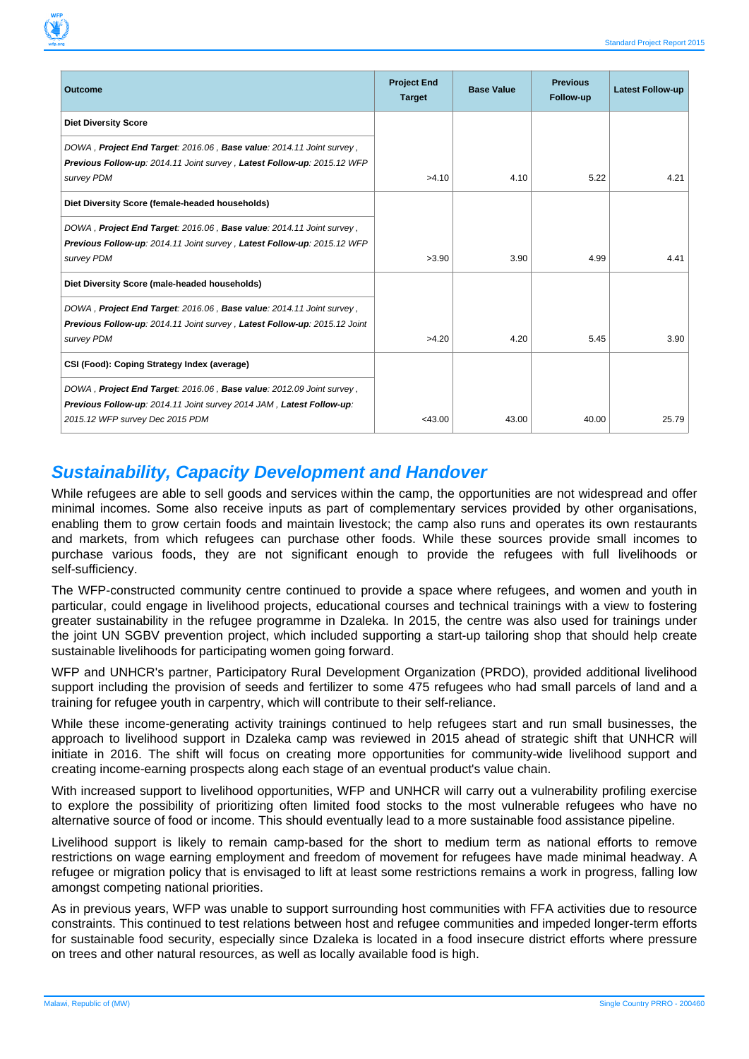| Outcome | Project End Target | Base Value | Previous Follow-up | Latest Follow-up |
|---|---|---|---|---|
| **Diet Diversity Score** | | | | |
| *DOWA , **Project End Target**: 2016.06 , **Base value**: 2014.11 Joint survey , **Previous Follow-up**: 2014.11 Joint survey , **Latest Follow-up**: 2015.12 WFP survey PDM* | >4.10 | 4.10 | 5.22 | 4.21 |
| **Diet Diversity Score (female-headed households)** | | | | |
| *DOWA , **Project End Target**: 2016.06 , **Base value**: 2014.11 Joint survey , **Previous Follow-up**: 2014.11 Joint survey , **Latest Follow-up**: 2015.12 WFP survey PDM* | >3.90 | 3.90 | 4.99 | 4.41 |
| **Diet Diversity Score (male-headed households)** | | | | |
| *DOWA , **Project End Target**: 2016.06 , **Base value**: 2014.11 Joint survey , **Previous Follow-up**: 2014.11 Joint survey , **Latest Follow-up**: 2015.12 Joint survey PDM* | >4.20 | 4.20 | 5.45 | 3.90 |
| **CSI (Food): Coping Strategy Index (average)** | | | | |
| *DOWA , **Project End Target**: 2016.06 , **Base value**: 2012.09 Joint survey , **Previous Follow-up**: 2014.11 Joint survey 2014 JAM , **Latest Follow-up**: 2015.12 WFP survey Dec 2015 PDM* | <43.00 | 43.00 | 40.00 | 25.79 |

## Sustainability, Capacity Development and Handover

While refugees are able to sell goods and services within the camp, the opportunities are not widespread and offer minimal incomes. Some also receive inputs as part of complementary services provided by other organisations, enabling them to grow certain foods and maintain livestock; the camp also runs and operates its own restaurants and markets, from which refugees can purchase other foods. While these sources provide small incomes to purchase various foods, they are not significant enough to provide the refugees with full livelihoods or self-sufficiency.

The WFP-constructed community centre continued to provide a space where refugees, and women and youth in particular, could engage in livelihood projects, educational courses and technical trainings with a view to fostering greater sustainability in the refugee programme in Dzaleka. In 2015, the centre was also used for trainings under the joint UN SGBV prevention project, which included supporting a start-up tailoring shop that should help create sustainable livelihoods for participating women going forward.

WFP and UNHCR's partner, Participatory Rural Development Organization (PRDO), provided additional livelihood support including the provision of seeds and fertilizer to some 475 refugees who had small parcels of land and a training for refugee youth in carpentry, which will contribute to their self-reliance.

While these income-generating activity trainings continued to help refugees start and run small businesses, the approach to livelihood support in Dzaleka camp was reviewed in 2015 ahead of strategic shift that UNHCR will initiate in 2016. The shift will focus on creating more opportunities for community-wide livelihood support and creating income-earning prospects along each stage of an eventual product's value chain.

With increased support to livelihood opportunities, WFP and UNHCR will carry out a vulnerability profiling exercise to explore the possibility of prioritizing often limited food stocks to the most vulnerable refugees who have no alternative source of food or income. This should eventually lead to a more sustainable food assistance pipeline.

Livelihood support is likely to remain camp-based for the short to medium term as national efforts to remove restrictions on wage earning employment and freedom of movement for refugees have made minimal headway. A refugee or migration policy that is envisaged to lift at least some restrictions remains a work in progress, falling low amongst competing national priorities.

As in previous years, WFP was unable to support surrounding host communities with FFA activities due to resource constraints. This continued to test relations between host and refugee communities and impeded longer-term efforts for sustainable food security, especially since Dzaleka is located in a food insecure district efforts where pressure on trees and other natural resources, as well as locally available food is high.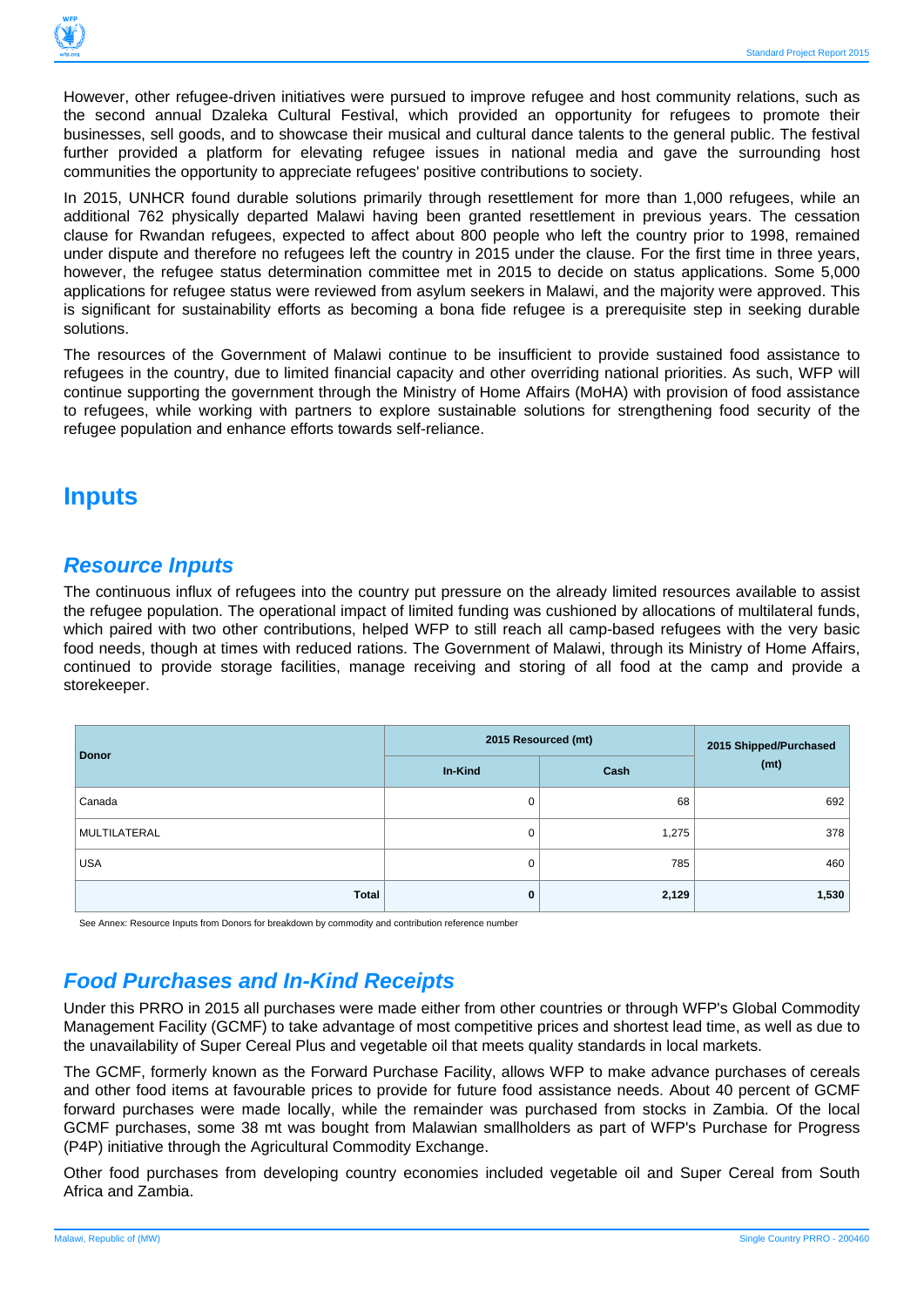However, other refugee-driven initiatives were pursued to improve refugee and host community relations, such as the second annual Dzaleka Cultural Festival, which provided an opportunity for refugees to promote their businesses, sell goods, and to showcase their musical and cultural dance talents to the general public. The festival further provided a platform for elevating refugee issues in national media and gave the surrounding host communities the opportunity to appreciate refugees' positive contributions to society.

In 2015, UNHCR found durable solutions primarily through resettlement for more than 1,000 refugees, while an additional 762 physically departed Malawi having been granted resettlement in previous years. The cessation clause for Rwandan refugees, expected to affect about 800 people who left the country prior to 1998, remained under dispute and therefore no refugees left the country in 2015 under the clause. For the first time in three years, however, the refugee status determination committee met in 2015 to decide on status applications. Some 5,000 applications for refugee status were reviewed from asylum seekers in Malawi, and the majority were approved. This is significant for sustainability efforts as becoming a bona fide refugee is a prerequisite step in seeking durable solutions.

The resources of the Government of Malawi continue to be insufficient to provide sustained food assistance to refugees in the country, due to limited financial capacity and other overriding national priorities. As such, WFP will continue supporting the government through the Ministry of Home Affairs (MoHA) with provision of food assistance to refugees, while working with partners to explore sustainable solutions for strengthening food security of the refugee population and enhance efforts towards self-reliance.

# Inputs

## *Resource Inputs*

The continuous influx of refugees into the country put pressure on the already limited resources available to assist the refugee population. The operational impact of limited funding was cushioned by allocations of multilateral funds, which paired with two other contributions, helped WFP to still reach all camp-based refugees with the very basic food needs, though at times with reduced rations. The Government of Malawi, through its Ministry of Home Affairs, continued to provide storage facilities, manage receiving and storing of all food at the camp and provide a storekeeper.

| Donor | 2015 Resourced (mt) | | 2015 Shipped/Purchased (mt) |
|---|---|---|---|
| | In-Kind | Cash | |
| Canada | 0 | 68 | 692 |
| MULTILATERAL | 0 | 1,275 | 378 |
| USA | 0 | 785 | 460 |
| **Total** | **0** | **2,129** | **1,530** |

See Annex: Resource Inputs from Donors for breakdown by commodity and contribution reference number

## *Food Purchases and In-Kind Receipts*

Under this PRRO in 2015 all purchases were made either from other countries or through WFP's Global Commodity Management Facility (GCMF) to take advantage of most competitive prices and shortest lead time, as well as due to the unavailability of Super Cereal Plus and vegetable oil that meets quality standards in local markets.

The GCMF, formerly known as the Forward Purchase Facility, allows WFP to make advance purchases of cereals and other food items at favourable prices to provide for future food assistance needs. About 40 percent of GCMF forward purchases were made locally, while the remainder was purchased from stocks in Zambia. Of the local GCMF purchases, some 38 mt was bought from Malawian smallholders as part of WFP's Purchase for Progress (P4P) initiative through the Agricultural Commodity Exchange.

Other food purchases from developing country economies included vegetable oil and Super Cereal from South Africa and Zambia.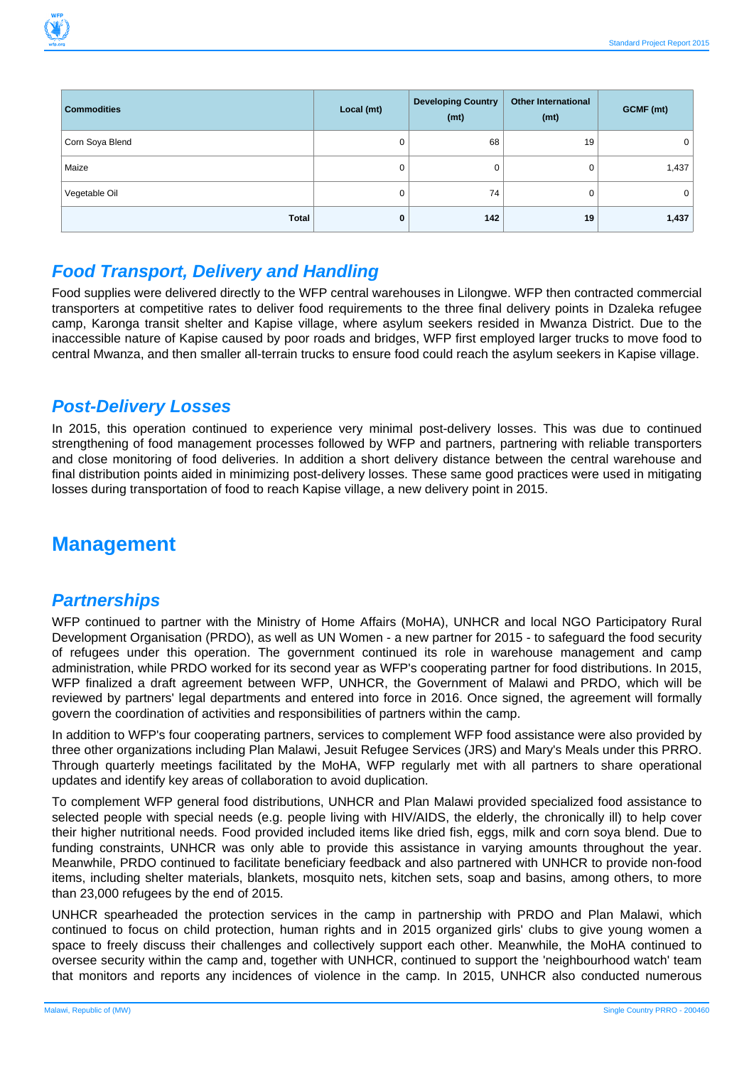| Commodities | Local (mt) | Developing Country (mt) | Other International (mt) | GCMF (mt) |
|---|---|---|---|---|
| Corn Soya Blend | 0 | 68 | 19 | 0 |
| Maize | 0 | 0 | 0 | 1,437 |
| Vegetable Oil | 0 | 74 | 0 | 0 |
| **Total** | **0** | **142** | **19** | **1,437** |

## *Food Transport, Delivery and Handling*

Food supplies were delivered directly to the WFP central warehouses in Lilongwe. WFP then contracted commercial transporters at competitive rates to deliver food requirements to the three final delivery points in Dzaleka refugee camp, Karonga transit shelter and Kapise village, where asylum seekers resided in Mwanza District. Due to the inaccessible nature of Kapise caused by poor roads and bridges, WFP first employed larger trucks to move food to central Mwanza, and then smaller all-terrain trucks to ensure food could reach the asylum seekers in Kapise village.

## *Post-Delivery Losses*

In 2015, this operation continued to experience very minimal post-delivery losses. This was due to continued strengthening of food management processes followed by WFP and partners, partnering with reliable transporters and close monitoring of food deliveries. In addition a short delivery distance between the central warehouse and final distribution points aided in minimizing post-delivery losses. These same good practices were used in mitigating losses during transportation of food to reach Kapise village, a new delivery point in 2015.

# Management

## *Partnerships*

WFP continued to partner with the Ministry of Home Affairs (MoHA), UNHCR and local NGO Participatory Rural Development Organisation (PRDO), as well as UN Women - a new partner for 2015 - to safeguard the food security of refugees under this operation. The government continued its role in warehouse management and camp administration, while PRDO worked for its second year as WFP's cooperating partner for food distributions. In 2015, WFP finalized a draft agreement between WFP, UNHCR, the Government of Malawi and PRDO, which will be reviewed by partners' legal departments and entered into force in 2016. Once signed, the agreement will formally govern the coordination of activities and responsibilities of partners within the camp.

In addition to WFP's four cooperating partners, services to complement WFP food assistance were also provided by three other organizations including Plan Malawi, Jesuit Refugee Services (JRS) and Mary's Meals under this PRRO. Through quarterly meetings facilitated by the MoHA, WFP regularly met with all partners to share operational updates and identify key areas of collaboration to avoid duplication.

To complement WFP general food distributions, UNHCR and Plan Malawi provided specialized food assistance to selected people with special needs (e.g. people living with HIV/AIDS, the elderly, the chronically ill) to help cover their higher nutritional needs. Food provided included items like dried fish, eggs, milk and corn soya blend. Due to funding constraints, UNHCR was only able to provide this assistance in varying amounts throughout the year. Meanwhile, PRDO continued to facilitate beneficiary feedback and also partnered with UNHCR to provide non-food items, including shelter materials, blankets, mosquito nets, kitchen sets, soap and basins, among others, to more than 23,000 refugees by the end of 2015.

UNHCR spearheaded the protection services in the camp in partnership with PRDO and Plan Malawi, which continued to focus on child protection, human rights and in 2015 organized girls' clubs to give young women a space to freely discuss their challenges and collectively support each other. Meanwhile, the MoHA continued to oversee security within the camp and, together with UNHCR, continued to support the 'neighbourhood watch' team that monitors and reports any incidences of violence in the camp. In 2015, UNHCR also conducted numerous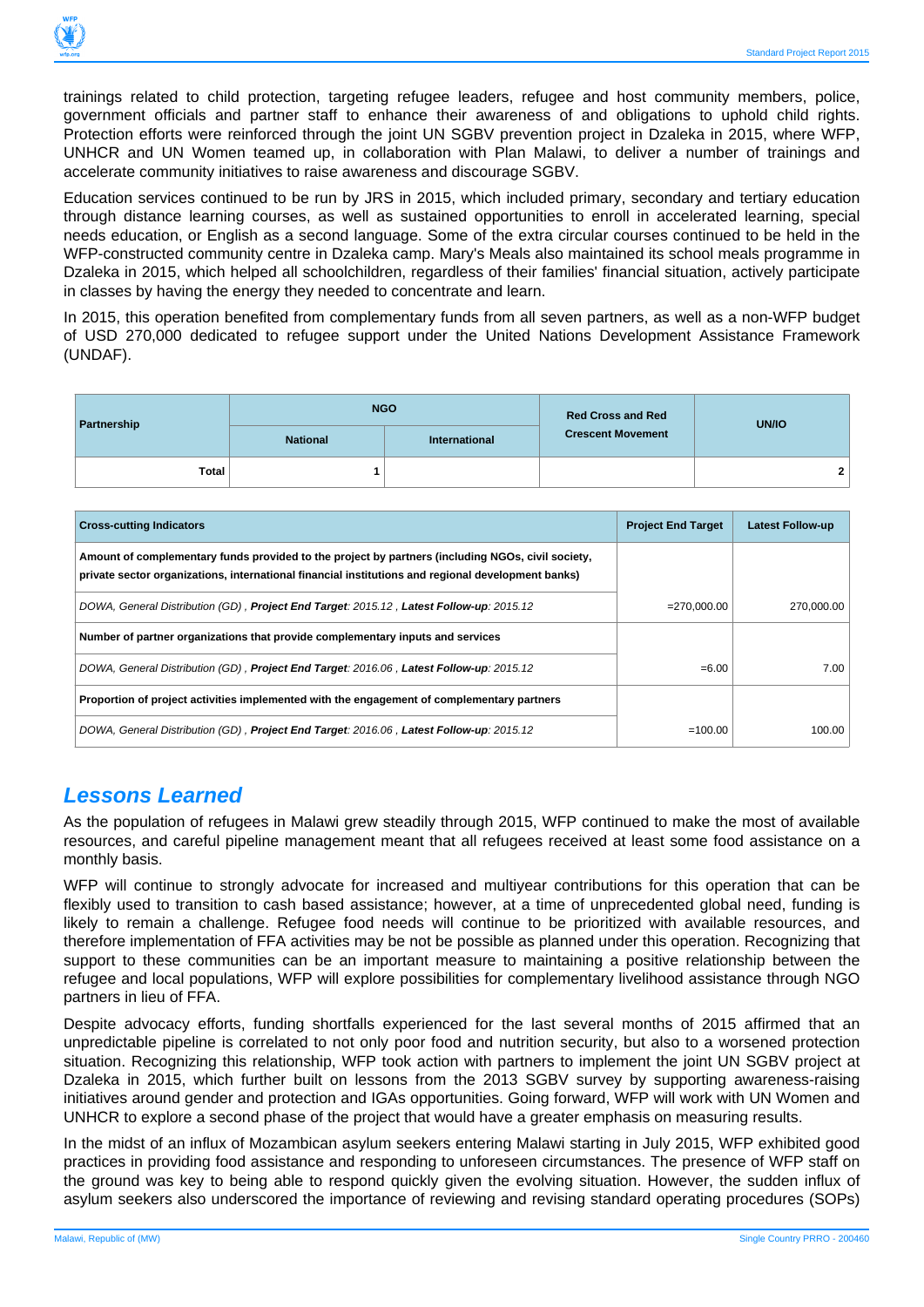trainings related to child protection, targeting refugee leaders, refugee and host community members, police, government officials and partner staff to enhance their awareness of and obligations to uphold child rights. Protection efforts were reinforced through the joint UN SGBV prevention project in Dzaleka in 2015, where WFP, UNHCR and UN Women teamed up, in collaboration with Plan Malawi, to deliver a number of trainings and accelerate community initiatives to raise awareness and discourage SGBV.

Education services continued to be run by JRS in 2015, which included primary, secondary and tertiary education through distance learning courses, as well as sustained opportunities to enroll in accelerated learning, special needs education, or English as a second language. Some of the extra circular courses continued to be held in the WFP-constructed community centre in Dzaleka camp. Mary's Meals also maintained its school meals programme in Dzaleka in 2015, which helped all schoolchildren, regardless of their families' financial situation, actively participate in classes by having the energy they needed to concentrate and learn.

In 2015, this operation benefited from complementary funds from all seven partners, as well as a non-WFP budget of USD 270,000 dedicated to refugee support under the United Nations Development Assistance Framework (UNDAF).

| Partnership | NGO | | Red Cross and Red Crescent Movement | UN/IO |
|---|---|---|---|---|
| | National | International | | |
| Total | 1 | | | 2 |

| Cross-cutting Indicators | Project End Target | Latest Follow-up |
|---|---|---|
| **Amount of complementary funds provided to the project by partners (including NGOs, civil society, private sector organizations, international financial institutions and regional development banks)** | | |
| *DOWA, General Distribution (GD) , **Project End Target**: 2015.12 , **Latest Follow-up**: 2015.12* | =270,000.00 | 270,000.00 |
| **Number of partner organizations that provide complementary inputs and services** | | |
| *DOWA, General Distribution (GD) , **Project End Target**: 2016.06 , **Latest Follow-up**: 2015.12* | =6.00 | 7.00 |
| **Proportion of project activities implemented with the engagement of complementary partners** | | |
| *DOWA, General Distribution (GD) , **Project End Target**: 2016.06 , **Latest Follow-up**: 2015.12* | =100.00 | 100.00 |

## *Lessons Learned*

As the population of refugees in Malawi grew steadily through 2015, WFP continued to make the most of available resources, and careful pipeline management meant that all refugees received at least some food assistance on a monthly basis.

WFP will continue to strongly advocate for increased and multiyear contributions for this operation that can be flexibly used to transition to cash based assistance; however, at a time of unprecedented global need, funding is likely to remain a challenge. Refugee food needs will continue to be prioritized with available resources, and therefore implementation of FFA activities may be not be possible as planned under this operation. Recognizing that support to these communities can be an important measure to maintaining a positive relationship between the refugee and local populations, WFP will explore possibilities for complementary livelihood assistance through NGO partners in lieu of FFA.

Despite advocacy efforts, funding shortfalls experienced for the last several months of 2015 affirmed that an unpredictable pipeline is correlated to not only poor food and nutrition security, but also to a worsened protection situation. Recognizing this relationship, WFP took action with partners to implement the joint UN SGBV project at Dzaleka in 2015, which further built on lessons from the 2013 SGBV survey by supporting awareness-raising initiatives around gender and protection and IGAs opportunities. Going forward, WFP will work with UN Women and UNHCR to explore a second phase of the project that would have a greater emphasis on measuring results.

In the midst of an influx of Mozambican asylum seekers entering Malawi starting in July 2015, WFP exhibited good practices in providing food assistance and responding to unforeseen circumstances. The presence of WFP staff on the ground was key to being able to respond quickly given the evolving situation. However, the sudden influx of asylum seekers also underscored the importance of reviewing and revising standard operating procedures (SOPs)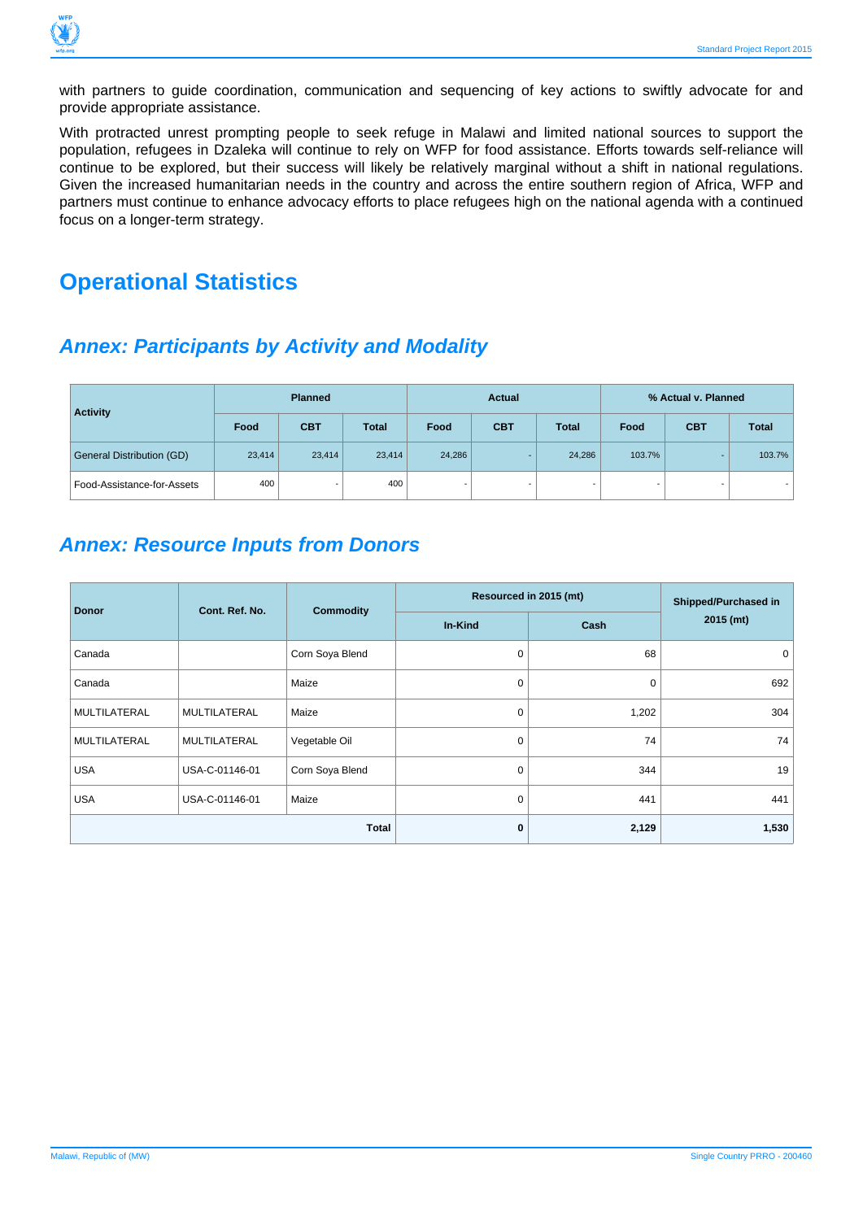with partners to guide coordination, communication and sequencing of key actions to swiftly advocate for and provide appropriate assistance.

With protracted unrest prompting people to seek refuge in Malawi and limited national sources to support the population, refugees in Dzaleka will continue to rely on WFP for food assistance. Efforts towards self-reliance will continue to be explored, but their success will likely be relatively marginal without a shift in national regulations. Given the increased humanitarian needs in the country and across the entire southern region of Africa, WFP and partners must continue to enhance advocacy efforts to place refugees high on the national agenda with a continued focus on a longer-term strategy.

# Operational Statistics

## *Annex: Participants by Activity and Modality*

| Activity | Planned | | | Actual | | | % Actual v. Planned | | |
|---|---|---|---|---|---|---|---|---|---|
| | Food | CBT | Total | Food | CBT | Total | Food | CBT | Total |
| General Distribution (GD) | 23,414 | 23,414 | 23,414 | 24,286 | - | 24,286 | 103.7% | - | 103.7% |
| Food-Assistance-for-Assets | 400 | - | 400 | - | - | - | - | - | - |

## *Annex: Resource Inputs from Donors*

| Donor | Cont. Ref. No. | Commodity | Resourced in 2015 (mt) | | Shipped/Purchased in 2015 (mt) |
|---|---|---|---|---|---|
| | | | In-Kind | Cash | |
| Canada | | Corn Soya Blend | 0 | 68 | 0 |
| Canada | | Maize | 0 | 0 | 692 |
| MULTILATERAL | MULTILATERAL | Maize | 0 | 1,202 | 304 |
| MULTILATERAL | MULTILATERAL | Vegetable Oil | 0 | 74 | 74 |
| USA | USA-C-01146-01 | Corn Soya Blend | 0 | 344 | 19 |
| USA | USA-C-01146-01 | Maize | 0 | 441 | 441 |
| | | **Total** | **0** | **2,129** | **1,530** |